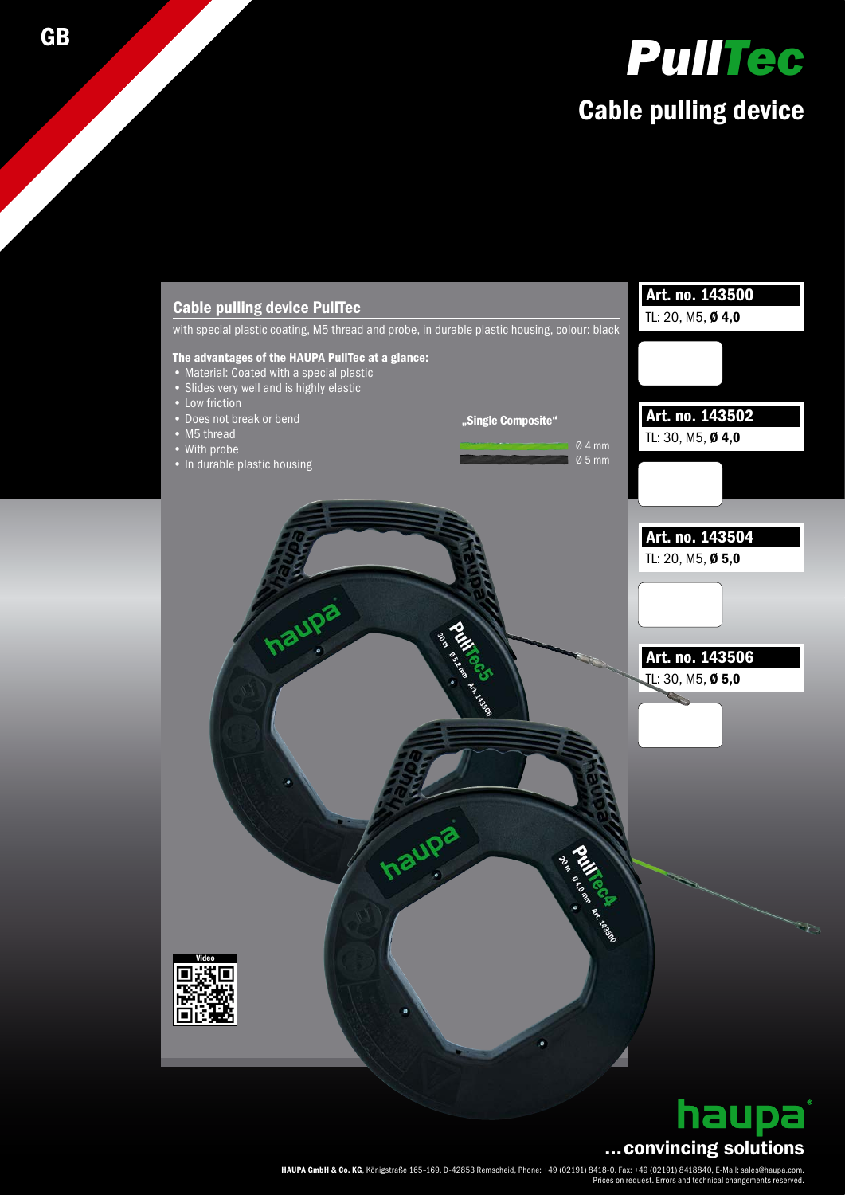GB

# PullTec

## Cable pulling device

### Cable pulling device PullTec

with special plastic coating, M5 thread and probe, in durable plastic housing, colour: black

**The advantages of the HAUPA PullTec at a glance:**

- Material: Coated with a special plastic
- Slides very well and is highly elastic
- Low friction
- Does not break or bend
- M5 thread
- With probe
- In durable plastic housing

**„Single Composite"**

Ø 4 mm
Ø 5 mm

| Art. no. | Description |
|---|---|
| 143500 | TL: 20, M5, **Ø 4,0** |
| 143502 | TL: 30, M5, **Ø 4,0** |
| 143504 | TL: 20, M5, **Ø 5,0** |
| 143506 | TL: 30, M5, **Ø 5,0** |

Video

haupa
...convincing solutions

**HAUPA GmbH & Co. KG**, Königstraße 165-169, D-42853 Remscheid, Phone: +49 (02191) 8418-0. Fax: +49 (02191) 8418840, E-Mail: sales@haupa.com.
Prices on request. Errors and technical changements reserved.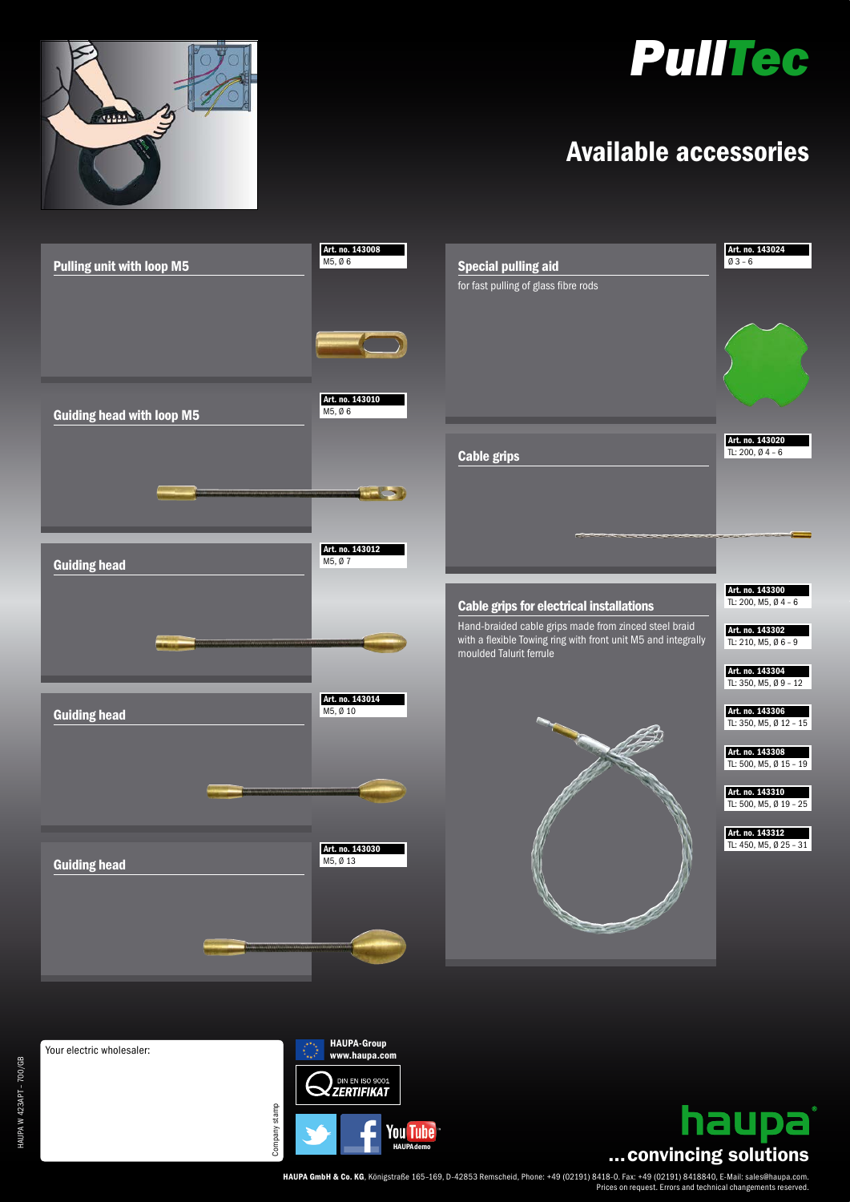# PullTec

## Available accessories

### Pulling unit with loop M5

**Art. no. 143008**
M5, Ø 6

### Guiding head with loop M5

**Art. no. 143010**
M5, Ø 6

### Guiding head

**Art. no. 143012**
M5, Ø 7

### Guiding head

**Art. no. 143014**
M5, Ø 10

### Guiding head

**Art. no. 143030**
M5, Ø 13

### Special pulling aid

for fast pulling of glass fibre rods

**Art. no. 143024**
Ø 3 – 6

### Cable grips

**Art. no. 143020**
TL: 200, Ø 4 – 6

### Cable grips for electrical installations

Hand-braided cable grips made from zinced steel braid with a flexible Towing ring with front unit M5 and integrally moulded Talurit ferrule

**Art. no. 143300**
TL: 200, M5, Ø 4 – 6

**Art. no. 143302**
TL: 210, M5, Ø 6 – 9

**Art. no. 143304**
TL: 350, M5, Ø 9 – 12

**Art. no. 143306**
TL: 350, M5, Ø 12 – 15

**Art. no. 143308**
TL: 500, M5, Ø 15 – 19

**Art. no. 143310**
TL: 500, M5, Ø 19 – 25

**Art. no. 143312**
TL: 450, M5, Ø 25 – 31

Your electric wholesaler:

Company stamp

HAUPA-Group
www.haupa.com

DIN EN ISO 9001
ZERTIFIKAT

HAUPAdemo

haupa®
...convincing solutions

HAUPA W 423APT - 700/GB

**HAUPA GmbH & Co. KG**, Königstraße 165-169, D-42853 Remscheid, Phone: +49 (02191) 8418-0. Fax: +49 (02191) 8418840, E-Mail: sales@haupa.com.
Prices on request. Errors and technical changements reserved.